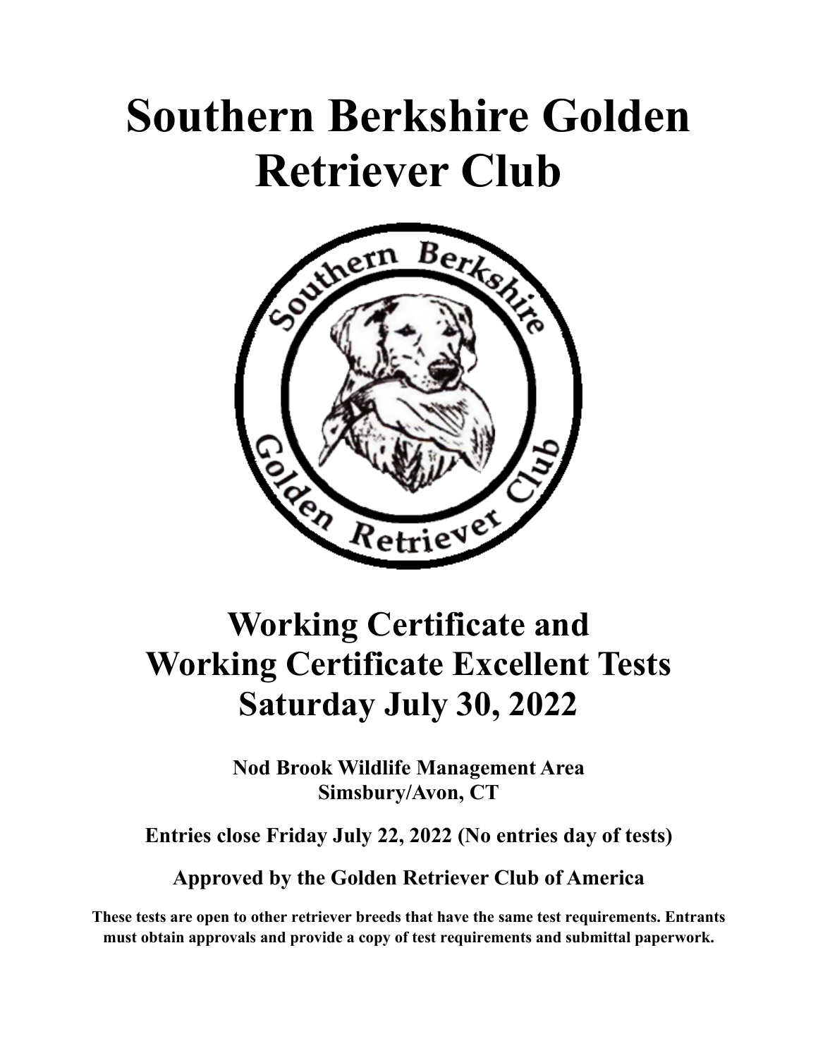# Southern Berkshire Golden Retriever Club

## Working Certificate and Working Certificate Excellent Tests Saturday July 30, 2022

**Nod Brook Wildlife Management Area**
**Simsbury/Avon, CT**

**Entries close Friday July 22, 2022 (No entries day of tests)**

**Approved by the Golden Retriever Club of America**

**These tests are open to other retriever breeds that have the same test requirements. Entrants must obtain approvals and provide a copy of test requirements and submittal paperwork.**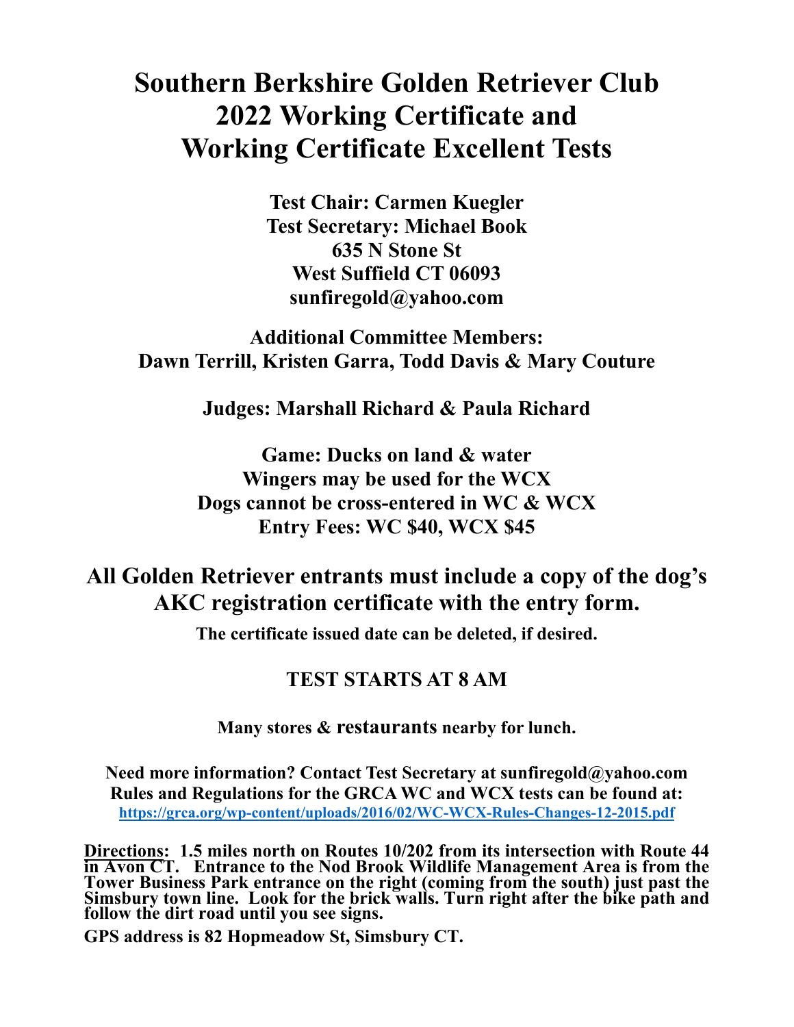# Southern Berkshire Golden Retriever Club 2022 Working Certificate and Working Certificate Excellent Tests

**Test Chair: Carmen Kuegler**
**Test Secretary: Michael Book**
**635 N Stone St**
**West Suffield CT 06093**
**sunfiregold@yahoo.com**

**Additional Committee Members:**
**Dawn Terrill, Kristen Garra, Todd Davis & Mary Couture**

**Judges: Marshall Richard & Paula Richard**

**Game: Ducks on land & water**
**Wingers may be used for the WCX**
**Dogs cannot be cross-entered in WC & WCX**
**Entry Fees: WC $40, WCX $45**

## All Golden Retriever entrants must include a copy of the dog's AKC registration certificate with the entry form.

**The certificate issued date can be deleted, if desired.**

### TEST STARTS AT 8 AM

**Many stores & restaurants nearby for lunch.**

**Need more information? Contact Test Secretary at sunfiregold@yahoo.com**
**Rules and Regulations for the GRCA WC and WCX tests can be found at:**
**https://grca.org/wp-content/uploads/2016/02/WC-WCX-Rules-Changes-12-2015.pdf**

**Directions: 1.5 miles north on Routes 10/202 from its intersection with Route 44 in Avon CT. Entrance to the Nod Brook Wildlife Management Area is from the Tower Business Park entrance on the right (coming from the south) just past the Simsbury town line. Look for the brick walls. Turn right after the bike path and follow the dirt road until you see signs.**

**GPS address is 82 Hopmeadow St, Simsbury CT.**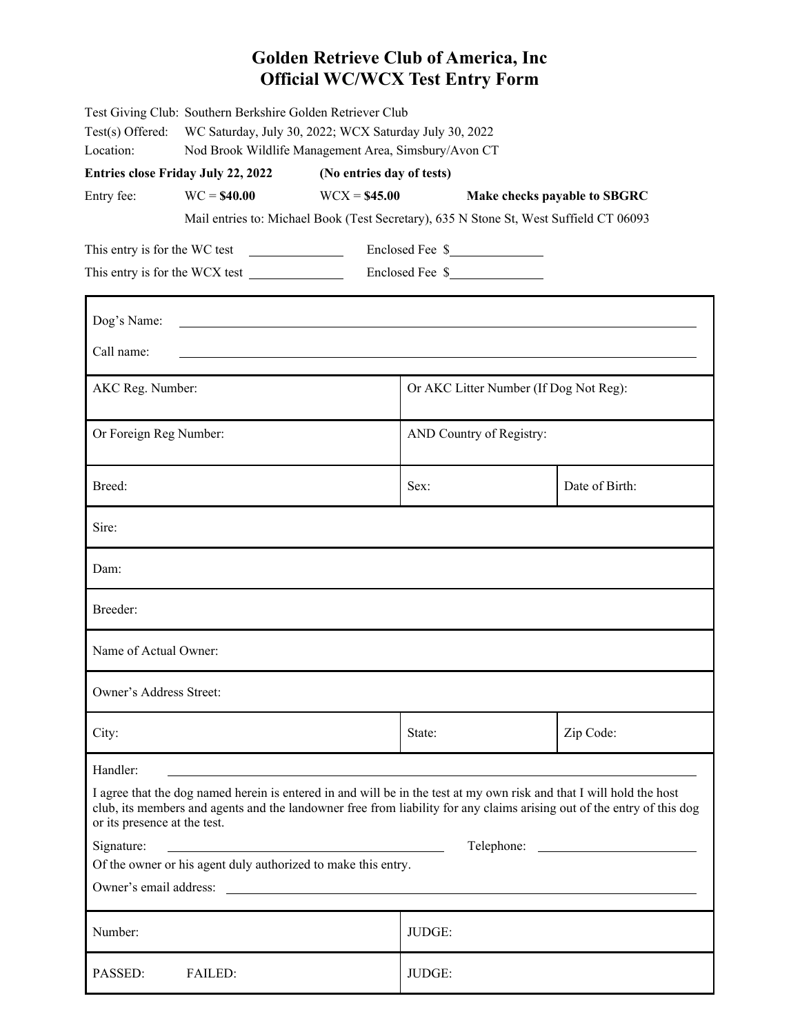# Golden Retrieve Club of America, Inc
# Official WC/WCX Test Entry Form

Test Giving Club: Southern Berkshire Golden Retriever Club

Test(s) Offered: WC Saturday, July 30, 2022; WCX Saturday July 30, 2022

Location: Nod Brook Wildlife Management Area, Simsbury/Avon CT

**Entries close Friday July 22, 2022** **(No entries day of tests)**

Entry fee: WC = **$40.00** WCX = **$45.00** **Make checks payable to SBGRC**

Mail entries to: Michael Book (Test Secretary), 635 N Stone St, West Suffield CT 06093

This entry is for the WC test ______________ Enclosed Fee $______________

This entry is for the WCX test ______________ Enclosed Fee $______________

| | | |
|---|---|---|
| Dog's Name: ______________________________ <br> Call name: ______________________________ | | |
| AKC Reg. Number: | Or AKC Litter Number (If Dog Not Reg): | |
| Or Foreign Reg Number: | AND Country of Registry: | |
| Breed: | Sex: | Date of Birth: |
| Sire: | | |
| Dam: | | |
| Breeder: | | |
| Name of Actual Owner: | | |
| Owner's Address Street: | | |
| City: | State: | Zip Code: |

Handler: ______________________________

I agree that the dog named herein is entered in and will be in the test at my own risk and that I will hold the host club, its members and agents and the landowner free from liability for any claims arising out of the entry of this dog or its presence at the test.

Signature: ______________________________ Telephone: ______________________________

Of the owner or his agent duly authorized to make this entry.

Owner's email address: ______________________________

| | |
|---|---|
| Number: | JUDGE: |
| PASSED: FAILED: | JUDGE: |